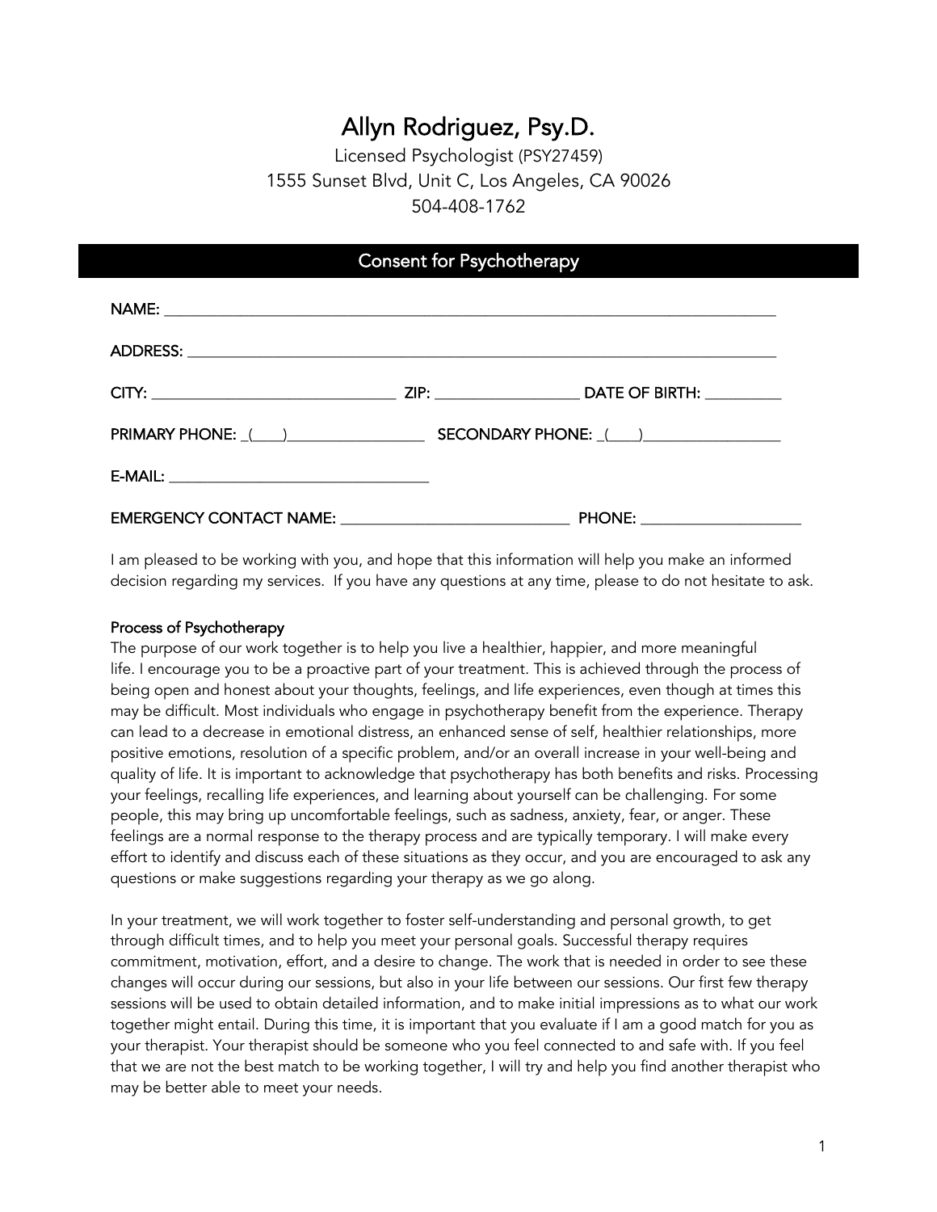# Allyn Rodriguez, Psy.D.

Licensed Psychologist (PSY27459)
1555 Sunset Blvd, Unit C, Los Angeles, CA 90026
504-408-1762

## Consent for Psychotherapy

NAME: ______________________________________________________________________________

ADDRESS: ___________________________________________________________________________

CITY: ______________________________ ZIP: _________________ DATE OF BIRTH: _________

PRIMARY PHONE: _(___)________________ SECONDARY PHONE: _(___)________________

E-MAIL: _______________________________

EMERGENCY CONTACT NAME: ___________________________ PHONE: ___________________

I am pleased to be working with you, and hope that this information will help you make an informed decision regarding my services. If you have any questions at any time, please to do not hesitate to ask.

**Process of Psychotherapy**

The purpose of our work together is to help you live a healthier, happier, and more meaningful life. I encourage you to be a proactive part of your treatment. This is achieved through the process of being open and honest about your thoughts, feelings, and life experiences, even though at times this may be difficult. Most individuals who engage in psychotherapy benefit from the experience. Therapy can lead to a decrease in emotional distress, an enhanced sense of self, healthier relationships, more positive emotions, resolution of a specific problem, and/or an overall increase in your well-being and quality of life. It is important to acknowledge that psychotherapy has both benefits and risks. Processing your feelings, recalling life experiences, and learning about yourself can be challenging. For some people, this may bring up uncomfortable feelings, such as sadness, anxiety, fear, or anger. These feelings are a normal response to the therapy process and are typically temporary. I will make every effort to identify and discuss each of these situations as they occur, and you are encouraged to ask any questions or make suggestions regarding your therapy as we go along.

In your treatment, we will work together to foster self-understanding and personal growth, to get through difficult times, and to help you meet your personal goals. Successful therapy requires commitment, motivation, effort, and a desire to change. The work that is needed in order to see these changes will occur during our sessions, but also in your life between our sessions. Our first few therapy sessions will be used to obtain detailed information, and to make initial impressions as to what our work together might entail. During this time, it is important that you evaluate if I am a good match for you as your therapist. Your therapist should be someone who you feel connected to and safe with. If you feel that we are not the best match to be working together, I will try and help you find another therapist who may be better able to meet your needs.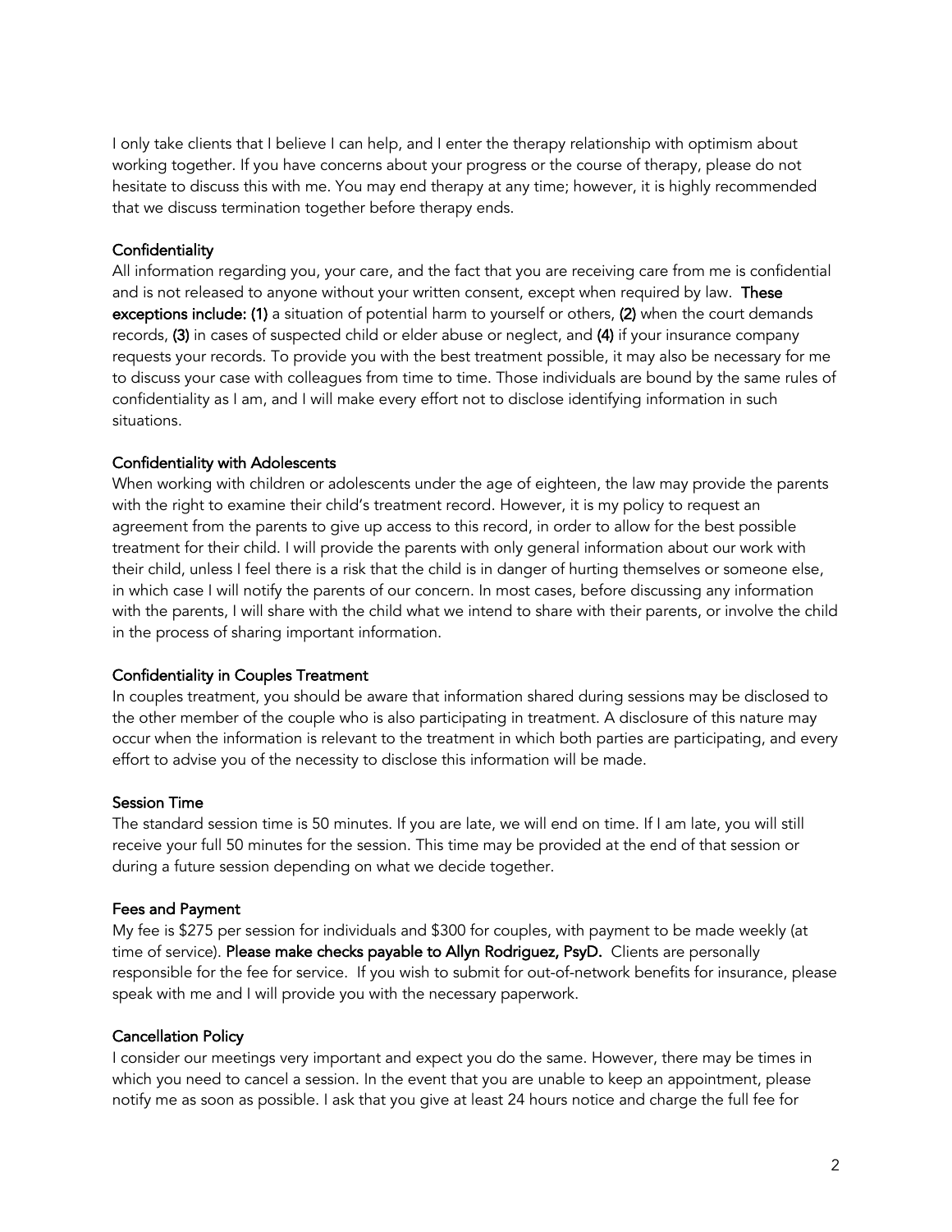I only take clients that I believe I can help, and I enter the therapy relationship with optimism about working together. If you have concerns about your progress or the course of therapy, please do not hesitate to discuss this with me. You may end therapy at any time; however, it is highly recommended that we discuss termination together before therapy ends.

### Confidentiality

All information regarding you, your care, and the fact that you are receiving care from me is confidential and is not released to anyone without your written consent, except when required by law. **These exceptions include: (1)** a situation of potential harm to yourself or others, **(2)** when the court demands records, **(3)** in cases of suspected child or elder abuse or neglect, and **(4)** if your insurance company requests your records. To provide you with the best treatment possible, it may also be necessary for me to discuss your case with colleagues from time to time. Those individuals are bound by the same rules of confidentiality as I am, and I will make every effort not to disclose identifying information in such situations.

### Confidentiality with Adolescents

When working with children or adolescents under the age of eighteen, the law may provide the parents with the right to examine their child's treatment record. However, it is my policy to request an agreement from the parents to give up access to this record, in order to allow for the best possible treatment for their child. I will provide the parents with only general information about our work with their child, unless I feel there is a risk that the child is in danger of hurting themselves or someone else, in which case I will notify the parents of our concern. In most cases, before discussing any information with the parents, I will share with the child what we intend to share with their parents, or involve the child in the process of sharing important information.

### Confidentiality in Couples Treatment

In couples treatment, you should be aware that information shared during sessions may be disclosed to the other member of the couple who is also participating in treatment. A disclosure of this nature may occur when the information is relevant to the treatment in which both parties are participating, and every effort to advise you of the necessity to disclose this information will be made.

### Session Time

The standard session time is 50 minutes. If you are late, we will end on time. If I am late, you will still receive your full 50 minutes for the session. This time may be provided at the end of that session or during a future session depending on what we decide together.

### Fees and Payment

My fee is $275 per session for individuals and $300 for couples, with payment to be made weekly (at time of service). **Please make checks payable to Allyn Rodriguez, PsyD.** Clients are personally responsible for the fee for service. If you wish to submit for out-of-network benefits for insurance, please speak with me and I will provide you with the necessary paperwork.

### Cancellation Policy

I consider our meetings very important and expect you do the same. However, there may be times in which you need to cancel a session. In the event that you are unable to keep an appointment, please notify me as soon as possible. I ask that you give at least 24 hours notice and charge the full fee for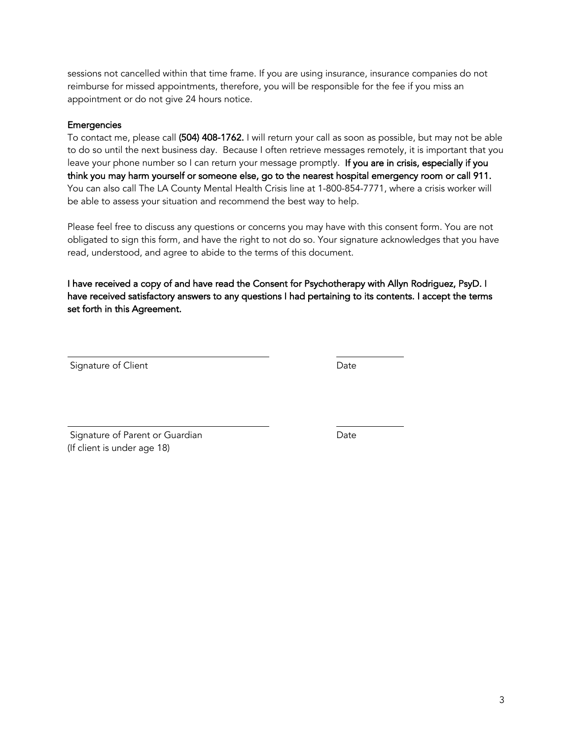sessions not cancelled within that time frame. If you are using insurance, insurance companies do not reimburse for missed appointments, therefore, you will be responsible for the fee if you miss an appointment or do not give 24 hours notice.

**Emergencies**

To contact me, please call **(504) 408-1762.** I will return your call as soon as possible, but may not be able to do so until the next business day. Because I often retrieve messages remotely, it is important that you leave your phone number so I can return your message promptly. **If you are in crisis, especially if you think you may harm yourself or someone else, go to the nearest hospital emergency room or call 911.** You can also call The LA County Mental Health Crisis line at 1-800-854-7771, where a crisis worker will be able to assess your situation and recommend the best way to help.

Please feel free to discuss any questions or concerns you may have with this consent form. You are not obligated to sign this form, and have the right to not do so. Your signature acknowledges that you have read, understood, and agree to abide to the terms of this document.

**I have received a copy of and have read the Consent for Psychotherapy with Allyn Rodriguez, PsyD. I have received satisfactory answers to any questions I had pertaining to its contents. I accept the terms set forth in this Agreement.**

\_\_\_\_\_\_\_\_\_\_\_\_\_\_\_\_\_\_\_\_\_\_\_\_\_\_\_\_\_\_\_\_\_\_\_\_\_\_ \_\_\_\_\_\_\_\_\_\_\_\_\_\_

Signature of Client Date

\_\_\_\_\_\_\_\_\_\_\_\_\_\_\_\_\_\_\_\_\_\_\_\_\_\_\_\_\_\_\_\_\_\_\_\_\_\_ \_\_\_\_\_\_\_\_\_\_\_\_\_\_

Signature of Parent or Guardian Date
(If client is under age 18)